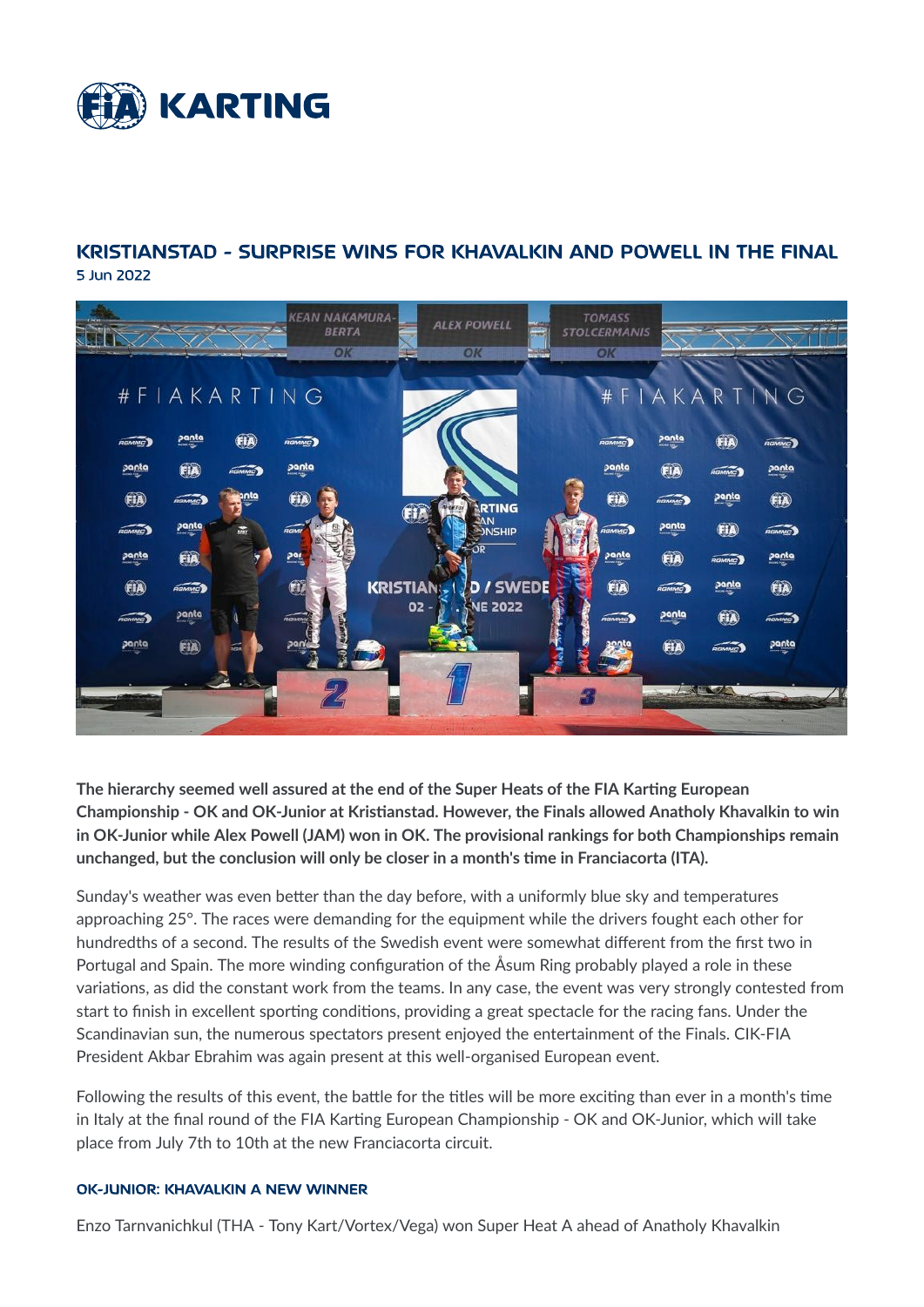# FIA KARTING

## KRISTIANSTAD - SURPRISE WINS FOR KHAVALKIN AND POWELL IN THE FINAL

5 Jun 2022

**The hierarchy seemed well assured at the end of the Super Heats of the FIA Karting European Championship - OK and OK-Junior at Kristianstad. However, the Finals allowed Anatholy Khavalkin to win in OK-Junior while Alex Powell (JAM) won in OK. The provisional rankings for both Championships remain unchanged, but the conclusion will only be closer in a month's time in Franciacorta (ITA).**

Sunday's weather was even better than the day before, with a uniformly blue sky and temperatures approaching 25°. The races were demanding for the equipment while the drivers fought each other for hundredths of a second. The results of the Swedish event were somewhat different from the first two in Portugal and Spain. The more winding configuration of the Åsum Ring probably played a role in these variations, as did the constant work from the teams. In any case, the event was very strongly contested from start to finish in excellent sporting conditions, providing a great spectacle for the racing fans. Under the Scandinavian sun, the numerous spectators present enjoyed the entertainment of the Finals. CIK-FIA President Akbar Ebrahim was again present at this well-organised European event.

Following the results of this event, the battle for the titles will be more exciting than ever in a month's time in Italy at the final round of the FIA Karting European Championship - OK and OK-Junior, which will take place from July 7th to 10th at the new Franciacorta circuit.

#### OK-JUNIOR: KHAVALKIN A NEW WINNER

Enzo Tarnvanichkul (THA - Tony Kart/Vortex/Vega) won Super Heat A ahead of Anatholy Khavalkin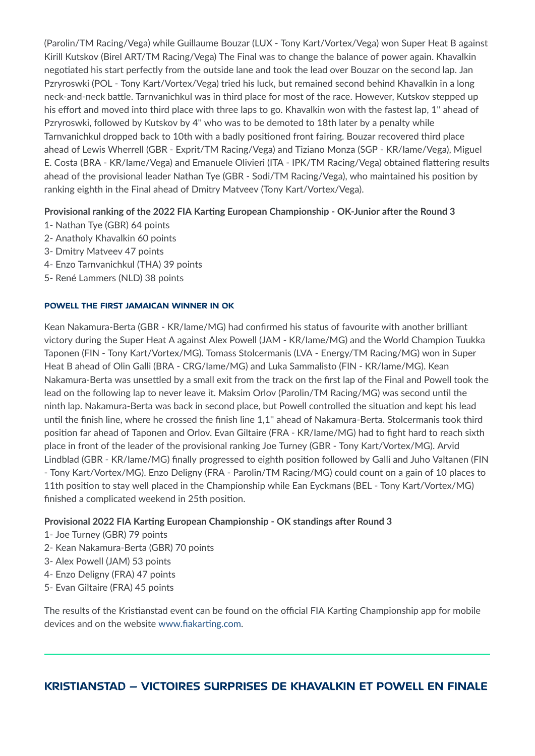(Parolin/TM Racing/Vega) while Guillaume Bouzar (LUX - Tony Kart/Vortex/Vega) won Super Heat B against Kirill Kutskov (Birel ART/TM Racing/Vega) The Final was to change the balance of power again. Khavalkin negotiated his start perfectly from the outside lane and took the lead over Bouzar on the second lap. Jan Pzryroswki (POL - Tony Kart/Vortex/Vega) tried his luck, but remained second behind Khavalkin in a long neck-and-neck battle. Tarnvanichkul was in third place for most of the race. However, Kutskov stepped up his effort and moved into third place with three laps to go. Khavalkin won with the fastest lap, 1'' ahead of Pzryroswki, followed by Kutskov by 4'' who was to be demoted to 18th later by a penalty while Tarnvanichkul dropped back to 10th with a badly positioned front fairing. Bouzar recovered third place ahead of Lewis Wherrell (GBR - Exprit/TM Racing/Vega) and Tiziano Monza (SGP - KR/Iame/Vega), Miguel E. Costa (BRA - KR/Iame/Vega) and Emanuele Olivieri (ITA - IPK/TM Racing/Vega) obtained flattering results ahead of the provisional leader Nathan Tye (GBR - Sodi/TM Racing/Vega), who maintained his position by ranking eighth in the Final ahead of Dmitry Matveev (Tony Kart/Vortex/Vega).

**Provisional ranking of the 2022 FIA Karting European Championship - OK-Junior after the Round 3**

1- Nathan Tye (GBR) 64 points
2- Anatholy Khavalkin 60 points
3- Dmitry Matveev 47 points
4- Enzo Tarnvanichkul (THA) 39 points
5- René Lammers (NLD) 38 points

#### POWELL THE FIRST JAMAICAN WINNER IN OK

Kean Nakamura-Berta (GBR - KR/Iame/MG) had confirmed his status of favourite with another brilliant victory during the Super Heat A against Alex Powell (JAM - KR/Iame/MG) and the World Champion Tuukka Taponen (FIN - Tony Kart/Vortex/MG). Tomass Stolcermanis (LVA - Energy/TM Racing/MG) won in Super Heat B ahead of Olin Galli (BRA - CRG/Iame/MG) and Luka Sammalisto (FIN - KR/Iame/MG). Kean Nakamura-Berta was unsettled by a small exit from the track on the first lap of the Final and Powell took the lead on the following lap to never leave it. Maksim Orlov (Parolin/TM Racing/MG) was second until the ninth lap. Nakamura-Berta was back in second place, but Powell controlled the situation and kept his lead until the finish line, where he crossed the finish line 1,1'' ahead of Nakamura-Berta. Stolcermanis took third position far ahead of Taponen and Orlov. Evan Giltaire (FRA - KR/Iame/MG) had to fight hard to reach sixth place in front of the leader of the provisional ranking Joe Turney (GBR - Tony Kart/Vortex/MG). Arvid Lindblad (GBR - KR/Iame/MG) finally progressed to eighth position followed by Galli and Juho Valtanen (FIN - Tony Kart/Vortex/MG). Enzo Deligny (FRA - Parolin/TM Racing/MG) could count on a gain of 10 places to 11th position to stay well placed in the Championship while Ean Eyckmans (BEL - Tony Kart/Vortex/MG) finished a complicated weekend in 25th position.

**Provisional 2022 FIA Karting European Championship - OK standings after Round 3**

1- Joe Turney (GBR) 79 points
2- Kean Nakamura-Berta (GBR) 70 points
3- Alex Powell (JAM) 53 points
4- Enzo Deligny (FRA) 47 points
5- Evan Giltaire (FRA) 45 points

The results of the Kristianstad event can be found on the official FIA Karting Championship app for mobile devices and on the website www.fiakarting.com.

## KRISTIANSTAD – VICTOIRES SURPRISES DE KHAVALKIN ET POWELL EN FINALE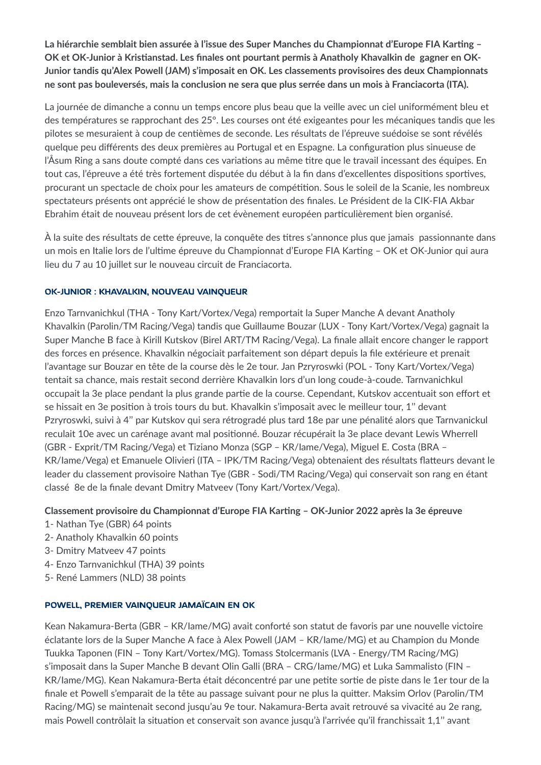**La hiérarchie semblait bien assurée à l'issue des Super Manches du Championnat d'Europe FIA Karting – OK et OK-Junior à Kristianstad. Les finales ont pourtant permis à Anatholy Khavalkin de gagner en OK-Junior tandis qu'Alex Powell (JAM) s'imposait en OK. Les classements provisoires des deux Championnats ne sont pas bouleversés, mais la conclusion ne sera que plus serrée dans un mois à Franciacorta (ITA).**

La journée de dimanche a connu un temps encore plus beau que la veille avec un ciel uniformément bleu et des températures se rapprochant des 25°. Les courses ont été exigeantes pour les mécaniques tandis que les pilotes se mesuraient à coup de centièmes de seconde. Les résultats de l'épreuve suédoise se sont révélés quelque peu différents des deux premières au Portugal et en Espagne. La configuration plus sinueuse de l'Åsum Ring a sans doute compté dans ces variations au même titre que le travail incessant des équipes. En tout cas, l'épreuve a été très fortement disputée du début à la fin dans d'excellentes dispositions sportives, procurant un spectacle de choix pour les amateurs de compétition. Sous le soleil de la Scanie, les nombreux spectateurs présents ont apprécié le show de présentation des finales. Le Président de la CIK-FIA Akbar Ebrahim était de nouveau présent lors de cet évènement européen particulièrement bien organisé.

À la suite des résultats de cette épreuve, la conquête des titres s'annonce plus que jamais passionnante dans un mois en Italie lors de l'ultime épreuve du Championnat d'Europe FIA Karting – OK et OK-Junior qui aura lieu du 7 au 10 juillet sur le nouveau circuit de Franciacorta.

## OK-JUNIOR : KHAVALKIN, NOUVEAU VAINQUEUR

Enzo Tarnvanichkul (THA - Tony Kart/Vortex/Vega) remportait la Super Manche A devant Anatholy Khavalkin (Parolin/TM Racing/Vega) tandis que Guillaume Bouzar (LUX - Tony Kart/Vortex/Vega) gagnait la Super Manche B face à Kirill Kutskov (Birel ART/TM Racing/Vega). La finale allait encore changer le rapport des forces en présence. Khavalkin négociait parfaitement son départ depuis la file extérieure et prenait l'avantage sur Bouzar en tête de la course dès le 2e tour. Jan Pzryroswki (POL - Tony Kart/Vortex/Vega) tentait sa chance, mais restait second derrière Khavalkin lors d'un long coude-à-coude. Tarnvanichkul occupait la 3e place pendant la plus grande partie de la course. Cependant, Kutskov accentuait son effort et se hissait en 3e position à trois tours du but. Khavalkin s'imposait avec le meilleur tour, 1'' devant Pzryroswki, suivi à 4'' par Kutskov qui sera rétrogradé plus tard 18e par une pénalité alors que Tarnvanickul reculait 10e avec un carénage avant mal positionné. Bouzar récupérait la 3e place devant Lewis Wherrell (GBR - Exprit/TM Racing/Vega) et Tiziano Monza (SGP – KR/Iame/Vega), Miguel E. Costa (BRA – KR/Iame/Vega) et Emanuele Olivieri (ITA – IPK/TM Racing/Vega) obtenaient des résultats flatteurs devant le leader du classement provisoire Nathan Tye (GBR - Sodi/TM Racing/Vega) qui conservait son rang en étant classé 8e de la finale devant Dmitry Matveev (Tony Kart/Vortex/Vega).

**Classement provisoire du Championnat d'Europe FIA Karting – OK-Junior 2022 après la 3e épreuve**

1- Nathan Tye (GBR) 64 points
2- Anatholy Khavalkin 60 points
3- Dmitry Matveev 47 points
4- Enzo Tarnvanichkul (THA) 39 points
5- René Lammers (NLD) 38 points

## POWELL, PREMIER VAINQUEUR JAMAÏCAIN EN OK

Kean Nakamura-Berta (GBR – KR/Iame/MG) avait conforté son statut de favoris par une nouvelle victoire éclatante lors de la Super Manche A face à Alex Powell (JAM – KR/Iame/MG) et au Champion du Monde Tuukka Taponen (FIN – Tony Kart/Vortex/MG). Tomass Stolcermanis (LVA - Energy/TM Racing/MG) s'imposait dans la Super Manche B devant Olin Galli (BRA – CRG/Iame/MG) et Luka Sammalisto (FIN – KR/Iame/MG). Kean Nakamura-Berta était déconcentré par une petite sortie de piste dans le 1er tour de la finale et Powell s'emparait de la tête au passage suivant pour ne plus la quitter. Maksim Orlov (Parolin/TM Racing/MG) se maintenait second jusqu'au 9e tour. Nakamura-Berta avait retrouvé sa vivacité au 2e rang, mais Powell contrôlait la situation et conservait son avance jusqu'à l'arrivée qu'il franchissait 1,1'' avant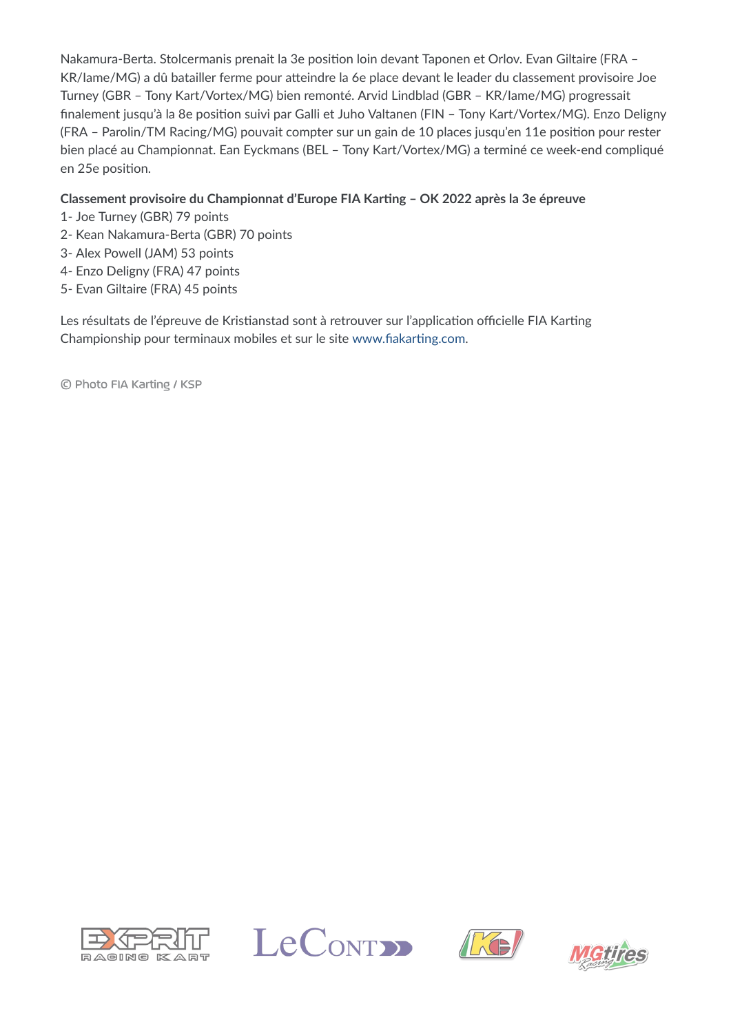Nakamura-Berta. Stolcermanis prenait la 3e position loin devant Taponen et Orlov. Evan Giltaire (FRA – KR/Iame/MG) a dû batailler ferme pour atteindre la 6e place devant le leader du classement provisoire Joe Turney (GBR – Tony Kart/Vortex/MG) bien remonté. Arvid Lindblad (GBR – KR/Iame/MG) progressait finalement jusqu'à la 8e position suivi par Galli et Juho Valtanen (FIN – Tony Kart/Vortex/MG). Enzo Deligny (FRA – Parolin/TM Racing/MG) pouvait compter sur un gain de 10 places jusqu'en 11e position pour rester bien placé au Championnat. Ean Eyckmans (BEL – Tony Kart/Vortex/MG) a terminé ce week-end compliqué en 25e position.

**Classement provisoire du Championnat d'Europe FIA Karting – OK 2022 après la 3e épreuve**

1- Joe Turney (GBR) 79 points
2- Kean Nakamura-Berta (GBR) 70 points
3- Alex Powell (JAM) 53 points
4- Enzo Deligny (FRA) 47 points
5- Evan Giltaire (FRA) 45 points

Les résultats de l'épreuve de Kristianstad sont à retrouver sur l'application officielle FIA Karting Championship pour terminaux mobiles et sur le site www.fiakarting.com.

© Photo FIA Karting / KSP